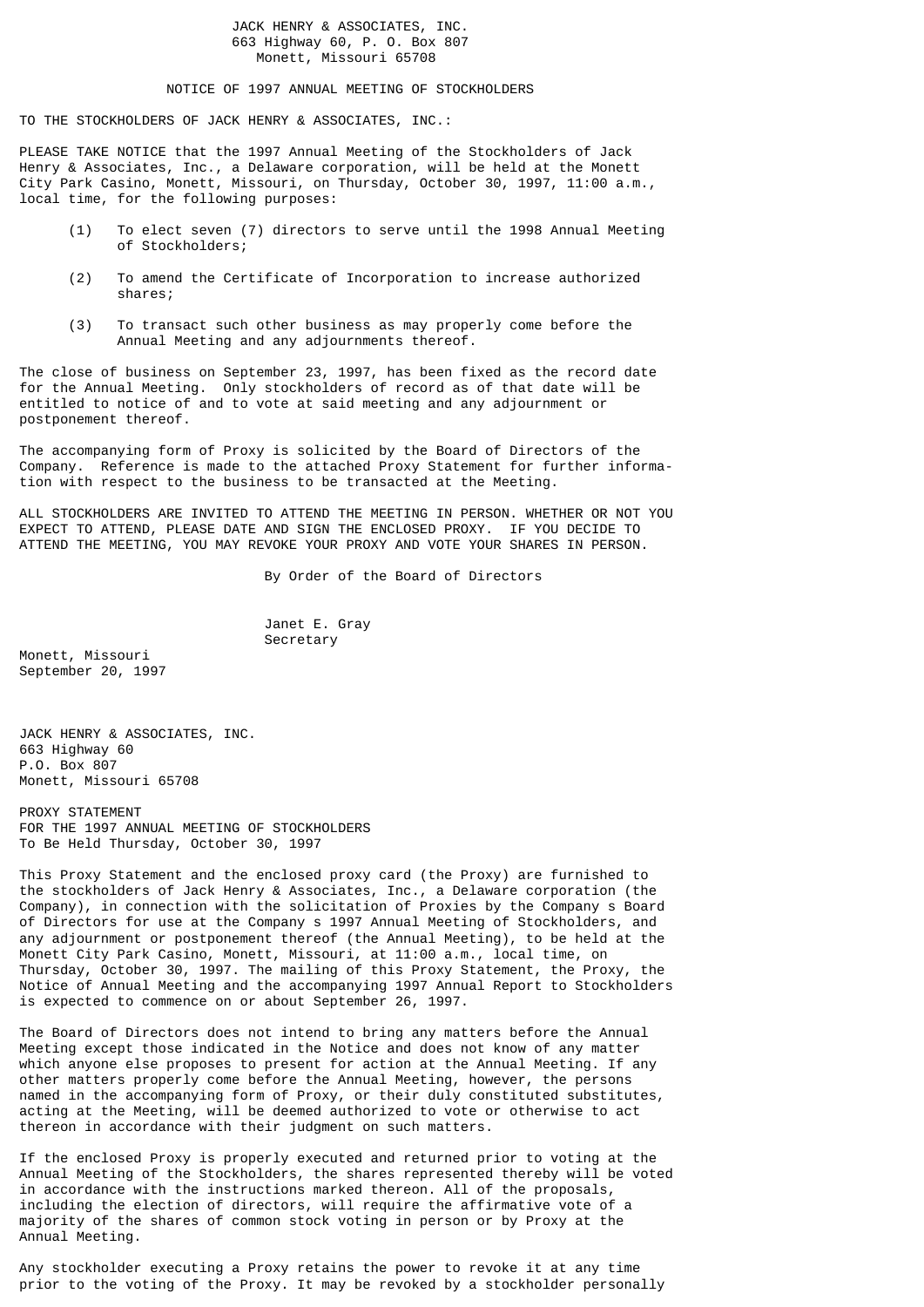JACK HENRY & ASSOCIATES, INC.
663 Highway 60, P. O. Box 807
Monett, Missouri 65708

# NOTICE OF 1997 ANNUAL MEETING OF STOCKHOLDERS

TO THE STOCKHOLDERS OF JACK HENRY & ASSOCIATES, INC.:

PLEASE TAKE NOTICE that the 1997 Annual Meeting of the Stockholders of Jack Henry & Associates, Inc., a Delaware corporation, will be held at the Monett City Park Casino, Monett, Missouri, on Thursday, October 30, 1997, 11:00 a.m., local time, for the following purposes:

(1) To elect seven (7) directors to serve until the 1998 Annual Meeting of Stockholders;

(2) To amend the Certificate of Incorporation to increase authorized shares;

(3) To transact such other business as may properly come before the Annual Meeting and any adjournments thereof.

The close of business on September 23, 1997, has been fixed as the record date for the Annual Meeting. Only stockholders of record as of that date will be entitled to notice of and to vote at said meeting and any adjournment or postponement thereof.

The accompanying form of Proxy is solicited by the Board of Directors of the Company. Reference is made to the attached Proxy Statement for further information with respect to the business to be transacted at the Meeting.

ALL STOCKHOLDERS ARE INVITED TO ATTEND THE MEETING IN PERSON. WHETHER OR NOT YOU EXPECT TO ATTEND, PLEASE DATE AND SIGN THE ENCLOSED PROXY. IF YOU DECIDE TO ATTEND THE MEETING, YOU MAY REVOKE YOUR PROXY AND VOTE YOUR SHARES IN PERSON.

By Order of the Board of Directors

Janet E. Gray
Secretary

Monett, Missouri
September 20, 1997

JACK HENRY & ASSOCIATES, INC.
663 Highway 60
P.O. Box 807
Monett, Missouri 65708

# PROXY STATEMENT
## FOR THE 1997 ANNUAL MEETING OF STOCKHOLDERS
To Be Held Thursday, October 30, 1997

This Proxy Statement and the enclosed proxy card (the Proxy) are furnished to the stockholders of Jack Henry & Associates, Inc., a Delaware corporation (the Company), in connection with the solicitation of Proxies by the Company s Board of Directors for use at the Company s 1997 Annual Meeting of Stockholders, and any adjournment or postponement thereof (the Annual Meeting), to be held at the Monett City Park Casino, Monett, Missouri, at 11:00 a.m., local time, on Thursday, October 30, 1997. The mailing of this Proxy Statement, the Proxy, the Notice of Annual Meeting and the accompanying 1997 Annual Report to Stockholders is expected to commence on or about September 26, 1997.

The Board of Directors does not intend to bring any matters before the Annual Meeting except those indicated in the Notice and does not know of any matter which anyone else proposes to present for action at the Annual Meeting. If any other matters properly come before the Annual Meeting, however, the persons named in the accompanying form of Proxy, or their duly constituted substitutes, acting at the Meeting, will be deemed authorized to vote or otherwise to act thereon in accordance with their judgment on such matters.

If the enclosed Proxy is properly executed and returned prior to voting at the Annual Meeting of the Stockholders, the shares represented thereby will be voted in accordance with the instructions marked thereon. All of the proposals, including the election of directors, will require the affirmative vote of a majority of the shares of common stock voting in person or by Proxy at the Annual Meeting.

Any stockholder executing a Proxy retains the power to revoke it at any time prior to the voting of the Proxy. It may be revoked by a stockholder personally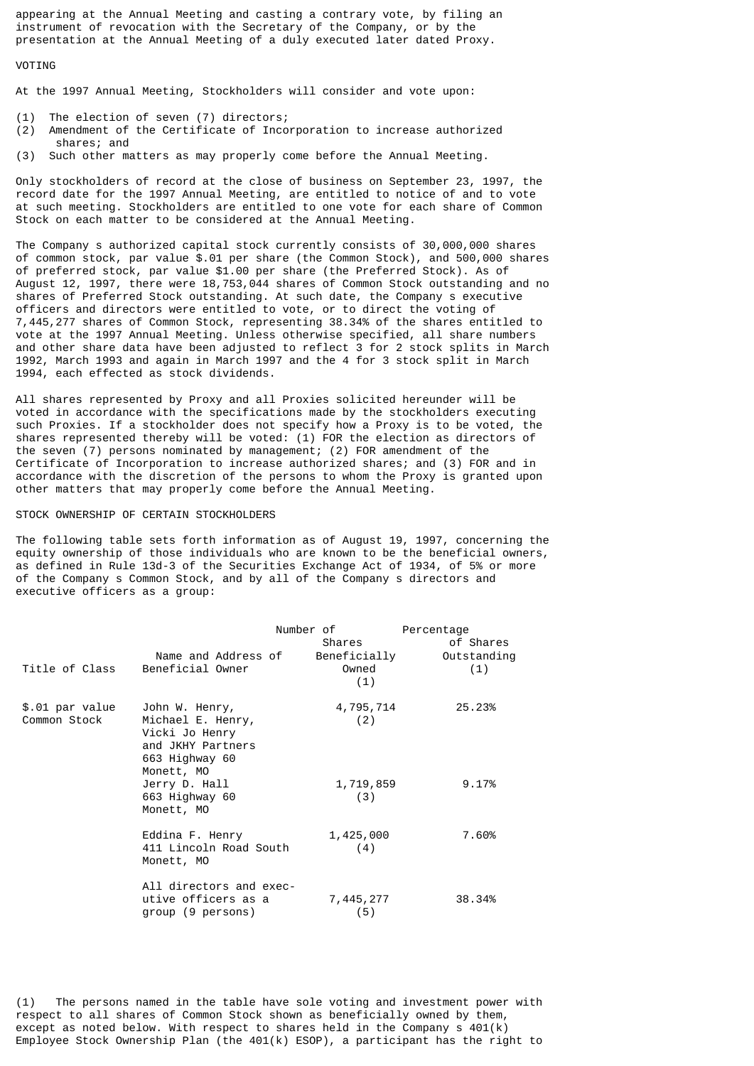appearing at the Annual Meeting and casting a contrary vote, by filing an instrument of revocation with the Secretary of the Company, or by the presentation at the Annual Meeting of a duly executed later dated Proxy.

## VOTING

At the 1997 Annual Meeting, Stockholders will consider and vote upon:

(1) The election of seven (7) directors;
(2) Amendment of the Certificate of Incorporation to increase authorized shares; and
(3) Such other matters as may properly come before the Annual Meeting.

Only stockholders of record at the close of business on September 23, 1997, the record date for the 1997 Annual Meeting, are entitled to notice of and to vote at such meeting. Stockholders are entitled to one vote for each share of Common Stock on each matter to be considered at the Annual Meeting.

The Company s authorized capital stock currently consists of 30,000,000 shares of common stock, par value $.01 per share (the Common Stock), and 500,000 shares of preferred stock, par value $1.00 per share (the Preferred Stock). As of August 12, 1997, there were 18,753,044 shares of Common Stock outstanding and no shares of Preferred Stock outstanding. At such date, the Company s executive officers and directors were entitled to vote, or to direct the voting of 7,445,277 shares of Common Stock, representing 38.34% of the shares entitled to vote at the 1997 Annual Meeting. Unless otherwise specified, all share numbers and other share data have been adjusted to reflect 3 for 2 stock splits in March 1992, March 1993 and again in March 1997 and the 4 for 3 stock split in March 1994, each effected as stock dividends.

All shares represented by Proxy and all Proxies solicited hereunder will be voted in accordance with the specifications made by the stockholders executing such Proxies. If a stockholder does not specify how a Proxy is to be voted, the shares represented thereby will be voted: (1) FOR the election as directors of the seven (7) persons nominated by management; (2) FOR amendment of the Certificate of Incorporation to increase authorized shares; and (3) FOR and in accordance with the discretion of the persons to whom the Proxy is granted upon other matters that may properly come before the Annual Meeting.

## STOCK OWNERSHIP OF CERTAIN STOCKHOLDERS

The following table sets forth information as of August 19, 1997, concerning the equity ownership of those individuals who are known to be the beneficial owners, as defined in Rule 13d-3 of the Securities Exchange Act of 1934, of 5% or more of the Company s Common Stock, and by all of the Company s directors and executive officers as a group:

| Title of Class | Name and Address of Beneficial Owner | Number of Shares Beneficially Owned (1) | Percentage of Shares Outstanding (1) |
|---|---|---|---|
| $.01 par value Common Stock | John W. Henry, Michael E. Henry, Vicki Jo Henry and JKHY Partners 663 Highway 60 Monett, MO | 4,795,714 (2) | 25.23% |
| | Jerry D. Hall 663 Highway 60 Monett, MO | 1,719,859 (3) | 9.17% |
| | Eddina F. Henry 411 Lincoln Road South Monett, MO | 1,425,000 (4) | 7.60% |
| | All directors and executive officers as a group (9 persons) | 7,445,277 (5) | 38.34% |

(1) The persons named in the table have sole voting and investment power with respect to all shares of Common Stock shown as beneficially owned by them, except as noted below. With respect to shares held in the Company s 401(k) Employee Stock Ownership Plan (the 401(k) ESOP), a participant has the right to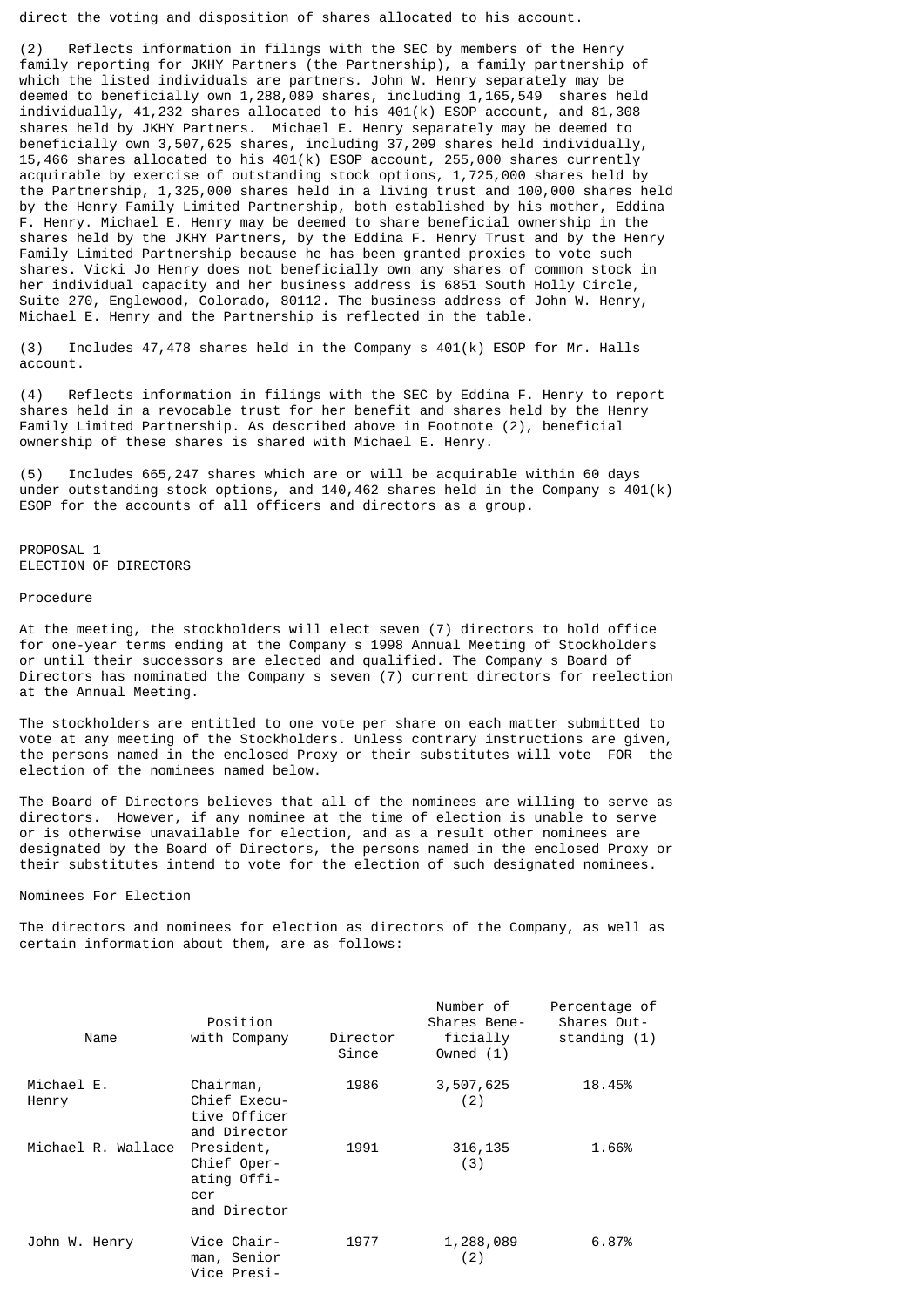direct the voting and disposition of shares allocated to his account.

(2) Reflects information in filings with the SEC by members of the Henry family reporting for JKHY Partners (the Partnership), a family partnership of which the listed individuals are partners. John W. Henry separately may be deemed to beneficially own 1,288,089 shares, including 1,165,549 shares held individually, 41,232 shares allocated to his 401(k) ESOP account, and 81,308 shares held by JKHY Partners. Michael E. Henry separately may be deemed to beneficially own 3,507,625 shares, including 37,209 shares held individually, 15,466 shares allocated to his 401(k) ESOP account, 255,000 shares currently acquirable by exercise of outstanding stock options, 1,725,000 shares held by the Partnership, 1,325,000 shares held in a living trust and 100,000 shares held by the Henry Family Limited Partnership, both established by his mother, Eddina F. Henry. Michael E. Henry may be deemed to share beneficial ownership in the shares held by the JKHY Partners, by the Eddina F. Henry Trust and by the Henry Family Limited Partnership because he has been granted proxies to vote such shares. Vicki Jo Henry does not beneficially own any shares of common stock in her individual capacity and her business address is 6851 South Holly Circle, Suite 270, Englewood, Colorado, 80112. The business address of John W. Henry, Michael E. Henry and the Partnership is reflected in the table.

(3) Includes 47,478 shares held in the Company s 401(k) ESOP for Mr. Halls account.

(4) Reflects information in filings with the SEC by Eddina F. Henry to report shares held in a revocable trust for her benefit and shares held by the Henry Family Limited Partnership. As described above in Footnote (2), beneficial ownership of these shares is shared with Michael E. Henry.

(5) Includes 665,247 shares which are or will be acquirable within 60 days under outstanding stock options, and 140,462 shares held in the Company s 401(k) ESOP for the accounts of all officers and directors as a group.

## PROPOSAL 1
## ELECTION OF DIRECTORS

### Procedure

At the meeting, the stockholders will elect seven (7) directors to hold office for one-year terms ending at the Company s 1998 Annual Meeting of Stockholders or until their successors are elected and qualified. The Company s Board of Directors has nominated the Company s seven (7) current directors for reelection at the Annual Meeting.

The stockholders are entitled to one vote per share on each matter submitted to vote at any meeting of the Stockholders. Unless contrary instructions are given, the persons named in the enclosed Proxy or their substitutes will vote FOR the election of the nominees named below.

The Board of Directors believes that all of the nominees are willing to serve as directors. However, if any nominee at the time of election is unable to serve or is otherwise unavailable for election, and as a result other nominees are designated by the Board of Directors, the persons named in the enclosed Proxy or their substitutes intend to vote for the election of such designated nominees.

### Nominees For Election

The directors and nominees for election as directors of the Company, as well as certain information about them, are as follows:

| Name | Position with Company | Director Since | Number of Shares Beneficially Owned (1) | Percentage of Shares Outstanding (1) |
|---|---|---|---|---|
| Michael E. Henry | Chairman, Chief Executive Officer and Director | 1986 | 3,507,625 (2) | 18.45% |
| Michael R. Wallace | President, Chief Operating Officer and Director | 1991 | 316,135 (3) | 1.66% |
| John W. Henry | Vice Chairman, Senior Vice Presi- | 1977 | 1,288,089 (2) | 6.87% |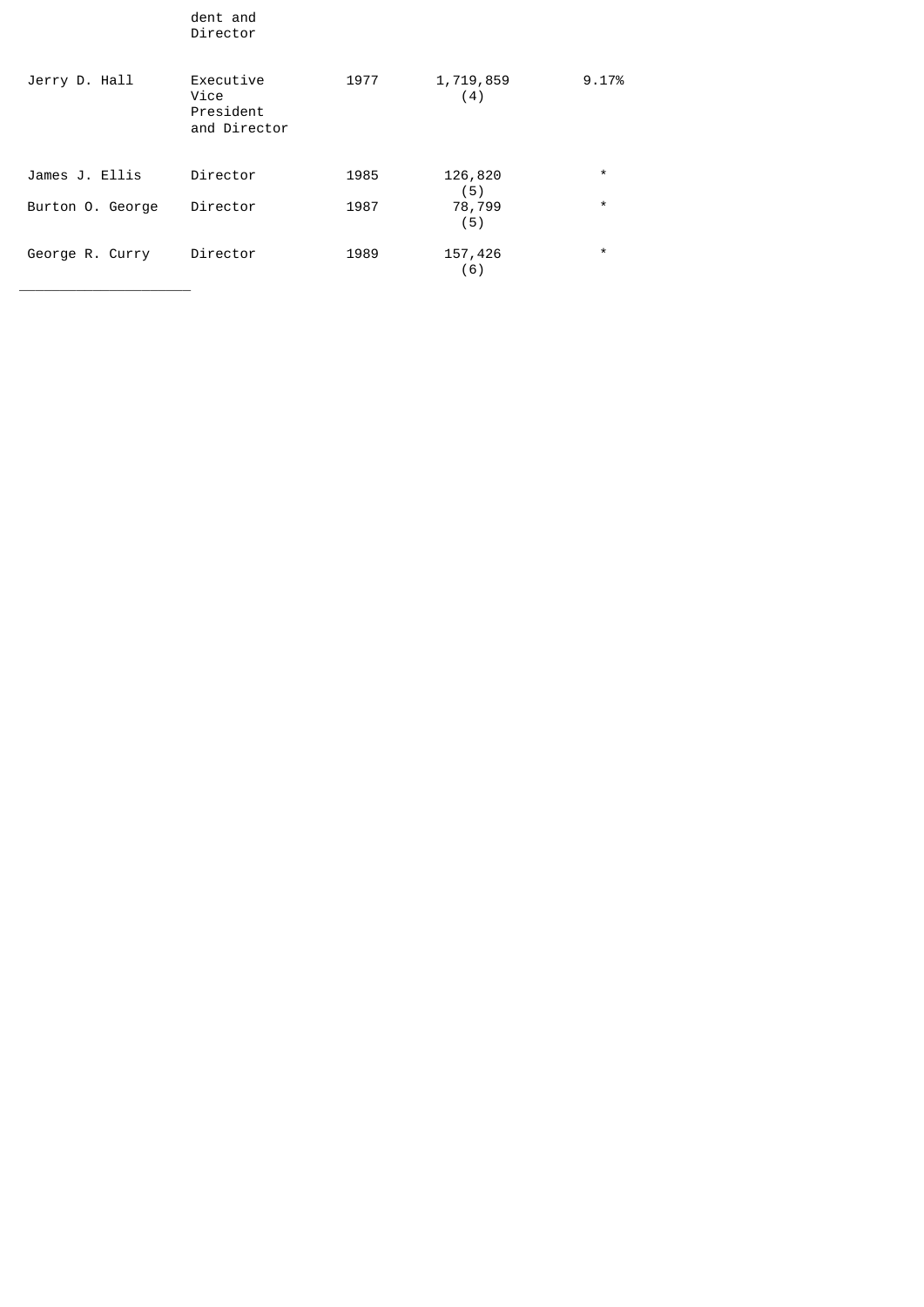|  | dent and Director |  |  |  |
|---|---|---|---|---|
| Jerry D. Hall | Executive Vice President and Director | 1977 | 1,719,859 (4) | 9.17% |
| James J. Ellis | Director | 1985 | 126,820 (5) | * |
| Burton O. George | Director | 1987 | 78,799 (5) | * |
| George R. Curry | Director | 1989 | 157,426 (6) | * |

______________________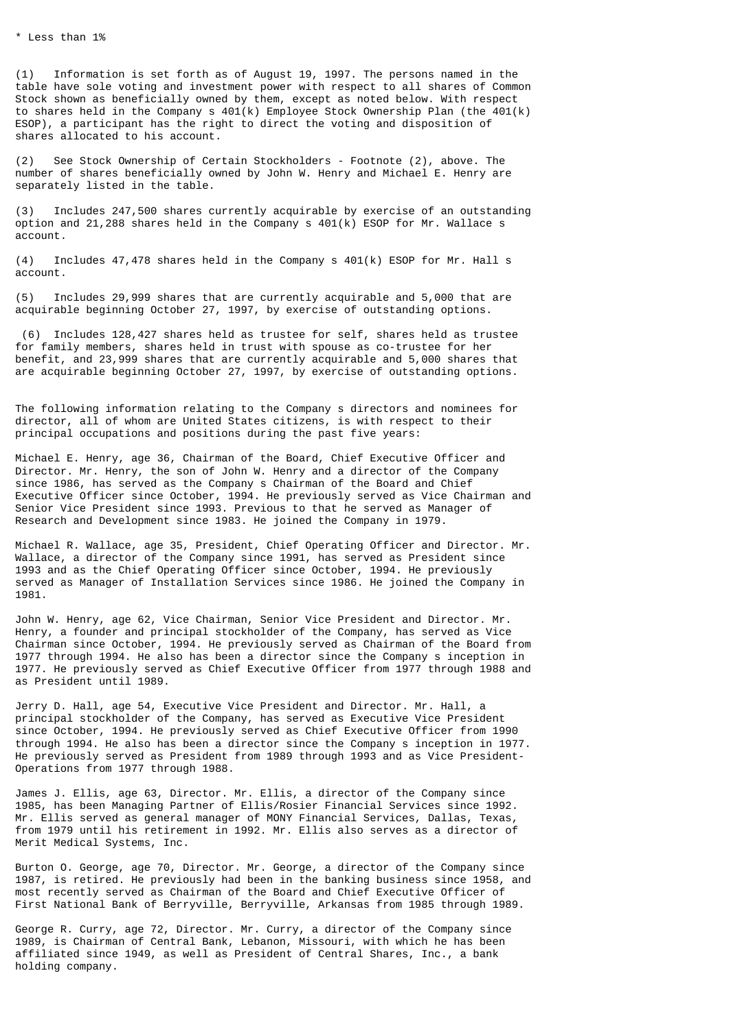* Less than 1%

(1) Information is set forth as of August 19, 1997. The persons named in the table have sole voting and investment power with respect to all shares of Common Stock shown as beneficially owned by them, except as noted below. With respect to shares held in the Company s 401(k) Employee Stock Ownership Plan (the 401(k) ESOP), a participant has the right to direct the voting and disposition of shares allocated to his account.

(2) See Stock Ownership of Certain Stockholders - Footnote (2), above. The number of shares beneficially owned by John W. Henry and Michael E. Henry are separately listed in the table.

(3) Includes 247,500 shares currently acquirable by exercise of an outstanding option and 21,288 shares held in the Company s 401(k) ESOP for Mr. Wallace s account.

(4) Includes 47,478 shares held in the Company s 401(k) ESOP for Mr. Hall s account.

(5) Includes 29,999 shares that are currently acquirable and 5,000 that are acquirable beginning October 27, 1997, by exercise of outstanding options.

(6) Includes 128,427 shares held as trustee for self, shares held as trustee for family members, shares held in trust with spouse as co-trustee for her benefit, and 23,999 shares that are currently acquirable and 5,000 shares that are acquirable beginning October 27, 1997, by exercise of outstanding options.

The following information relating to the Company s directors and nominees for director, all of whom are United States citizens, is with respect to their principal occupations and positions during the past five years:

Michael E. Henry, age 36, Chairman of the Board, Chief Executive Officer and Director. Mr. Henry, the son of John W. Henry and a director of the Company since 1986, has served as the Company s Chairman of the Board and Chief Executive Officer since October, 1994. He previously served as Vice Chairman and Senior Vice President since 1993. Previous to that he served as Manager of Research and Development since 1983. He joined the Company in 1979.

Michael R. Wallace, age 35, President, Chief Operating Officer and Director. Mr. Wallace, a director of the Company since 1991, has served as President since 1993 and as the Chief Operating Officer since October, 1994. He previously served as Manager of Installation Services since 1986. He joined the Company in 1981.

John W. Henry, age 62, Vice Chairman, Senior Vice President and Director. Mr. Henry, a founder and principal stockholder of the Company, has served as Vice Chairman since October, 1994. He previously served as Chairman of the Board from 1977 through 1994. He also has been a director since the Company s inception in 1977. He previously served as Chief Executive Officer from 1977 through 1988 and as President until 1989.

Jerry D. Hall, age 54, Executive Vice President and Director. Mr. Hall, a principal stockholder of the Company, has served as Executive Vice President since October, 1994. He previously served as Chief Executive Officer from 1990 through 1994. He also has been a director since the Company s inception in 1977. He previously served as President from 1989 through 1993 and as Vice President-Operations from 1977 through 1988.

James J. Ellis, age 63, Director. Mr. Ellis, a director of the Company since 1985, has been Managing Partner of Ellis/Rosier Financial Services since 1992. Mr. Ellis served as general manager of MONY Financial Services, Dallas, Texas, from 1979 until his retirement in 1992. Mr. Ellis also serves as a director of Merit Medical Systems, Inc.

Burton O. George, age 70, Director. Mr. George, a director of the Company since 1987, is retired. He previously had been in the banking business since 1958, and most recently served as Chairman of the Board and Chief Executive Officer of First National Bank of Berryville, Berryville, Arkansas from 1985 through 1989.

George R. Curry, age 72, Director. Mr. Curry, a director of the Company since 1989, is Chairman of Central Bank, Lebanon, Missouri, with which he has been affiliated since 1949, as well as President of Central Shares, Inc., a bank holding company.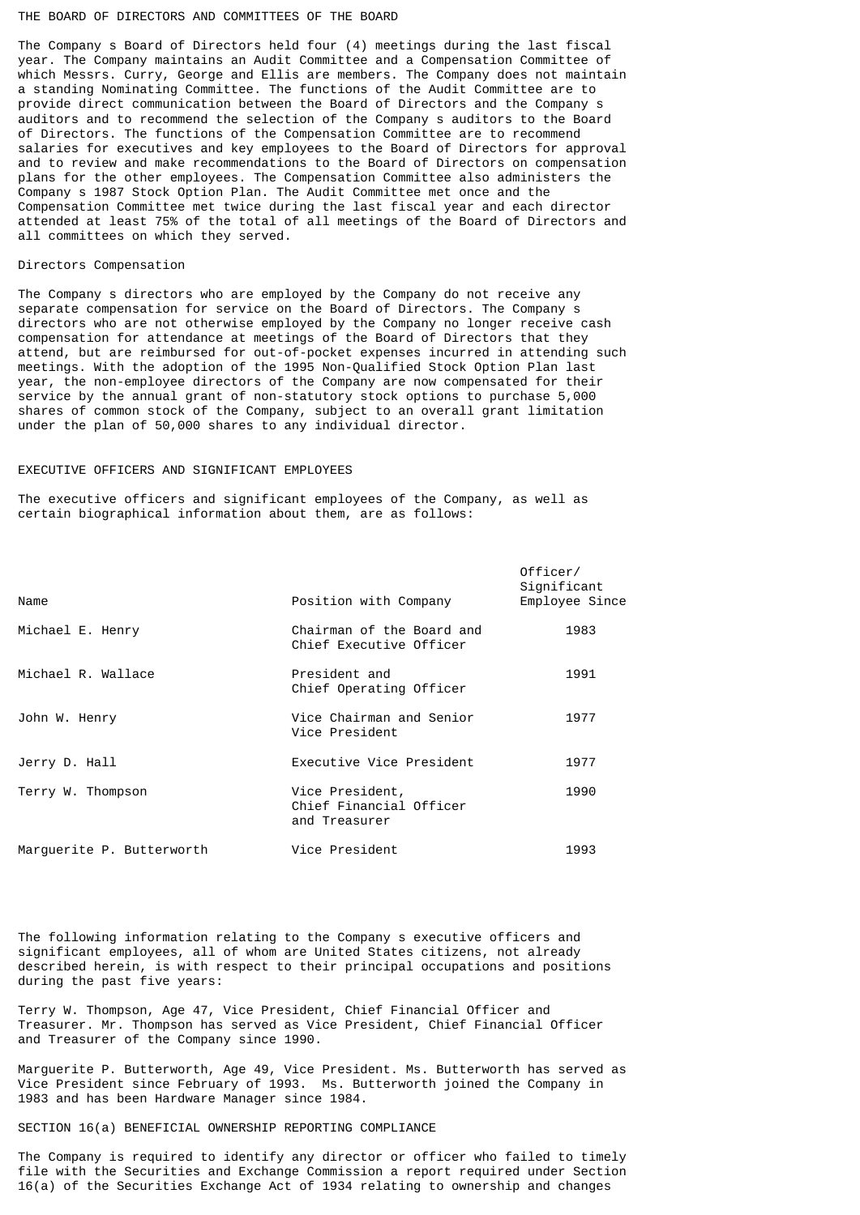## THE BOARD OF DIRECTORS AND COMMITTEES OF THE BOARD

The Company s Board of Directors held four (4) meetings during the last fiscal year. The Company maintains an Audit Committee and a Compensation Committee of which Messrs. Curry, George and Ellis are members. The Company does not maintain a standing Nominating Committee. The functions of the Audit Committee are to provide direct communication between the Board of Directors and the Company s auditors and to recommend the selection of the Company s auditors to the Board of Directors. The functions of the Compensation Committee are to recommend salaries for executives and key employees to the Board of Directors for approval and to review and make recommendations to the Board of Directors on compensation plans for the other employees. The Compensation Committee also administers the Company s 1987 Stock Option Plan. The Audit Committee met once and the Compensation Committee met twice during the last fiscal year and each director attended at least 75% of the total of all meetings of the Board of Directors and all committees on which they served.

### Directors Compensation

The Company s directors who are employed by the Company do not receive any separate compensation for service on the Board of Directors. The Company s directors who are not otherwise employed by the Company no longer receive cash compensation for attendance at meetings of the Board of Directors that they attend, but are reimbursed for out-of-pocket expenses incurred in attending such meetings. With the adoption of the 1995 Non-Qualified Stock Option Plan last year, the non-employee directors of the Company are now compensated for their service by the annual grant of non-statutory stock options to purchase 5,000 shares of common stock of the Company, subject to an overall grant limitation under the plan of 50,000 shares to any individual director.

## EXECUTIVE OFFICERS AND SIGNIFICANT EMPLOYEES

The executive officers and significant employees of the Company, as well as certain biographical information about them, are as follows:

| Name | Position with Company | Officer/ Significant Employee Since |
|---|---|---|
| Michael E. Henry | Chairman of the Board and Chief Executive Officer | 1983 |
| Michael R. Wallace | President and Chief Operating Officer | 1991 |
| John W. Henry | Vice Chairman and Senior Vice President | 1977 |
| Jerry D. Hall | Executive Vice President | 1977 |
| Terry W. Thompson | Vice President, Chief Financial Officer and Treasurer | 1990 |
| Marguerite P. Butterworth | Vice President | 1993 |

The following information relating to the Company s executive officers and significant employees, all of whom are United States citizens, not already described herein, is with respect to their principal occupations and positions during the past five years:

Terry W. Thompson, Age 47, Vice President, Chief Financial Officer and Treasurer. Mr. Thompson has served as Vice President, Chief Financial Officer and Treasurer of the Company since 1990.

Marguerite P. Butterworth, Age 49, Vice President. Ms. Butterworth has served as Vice President since February of 1993. Ms. Butterworth joined the Company in 1983 and has been Hardware Manager since 1984.

## SECTION 16(a) BENEFICIAL OWNERSHIP REPORTING COMPLIANCE

The Company is required to identify any director or officer who failed to timely file with the Securities and Exchange Commission a report required under Section 16(a) of the Securities Exchange Act of 1934 relating to ownership and changes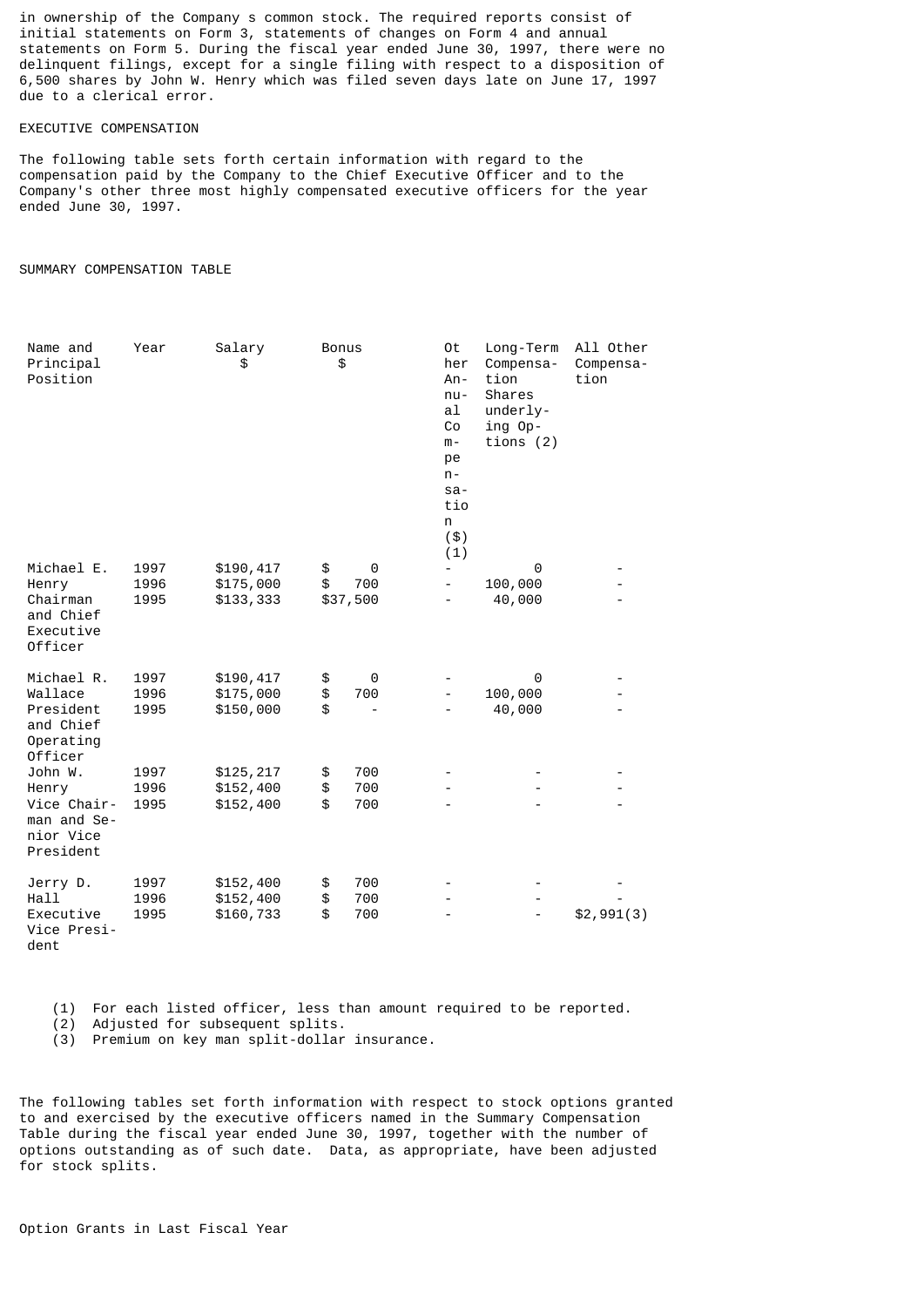in ownership of the Company s common stock. The required reports consist of initial statements on Form 3, statements of changes on Form 4 and annual statements on Form 5. During the fiscal year ended June 30, 1997, there were no delinquent filings, except for a single filing with respect to a disposition of 6,500 shares by John W. Henry which was filed seven days late on June 17, 1997 due to a clerical error.

EXECUTIVE COMPENSATION

The following table sets forth certain information with regard to the compensation paid by the Company to the Chief Executive Officer and to the Company's other three most highly compensated executive officers for the year ended June 30, 1997.

SUMMARY COMPENSATION TABLE

| Name and Principal Position | Year | Salary $ | Bonus $ | Other Annual Compensation ($) (1) | Long-Term Compensation Shares underlying Options (2) | All Other Compensation |
|---|---|---|---|---|---|---|
| Michael E. Henry Chairman and Chief Executive Officer | 1997 | $190,417 | $ 0 | - | 0 | - |
| | 1996 | $175,000 | $ 700 | - | 100,000 | - |
| | 1995 | $133,333 | $37,500 | - | 40,000 | - |
| Michael R. Wallace President and Chief Operating Officer | 1997 | $190,417 | $ 0 | - | 0 | - |
| | 1996 | $175,000 | $ 700 | - | 100,000 | - |
| | 1995 | $150,000 | $ - | - | 40,000 | - |
| John W. Henry Vice Chairman and Senior Vice President | 1997 | $125,217 | $ 700 | - | - | - |
| | 1996 | $152,400 | $ 700 | - | - | - |
| | 1995 | $152,400 | $ 700 | - | - | - |
| Jerry D. Hall Executive Vice President | 1997 | $152,400 | $ 700 | - | - | - |
| | 1996 | $152,400 | $ 700 | - | - | - |
| | 1995 | $160,733 | $ 700 | - | - | $2,991(3) |

(1) For each listed officer, less than amount required to be reported.
(2) Adjusted for subsequent splits.
(3) Premium on key man split-dollar insurance.

The following tables set forth information with respect to stock options granted to and exercised by the executive officers named in the Summary Compensation Table during the fiscal year ended June 30, 1997, together with the number of options outstanding as of such date. Data, as appropriate, have been adjusted for stock splits.

Option Grants in Last Fiscal Year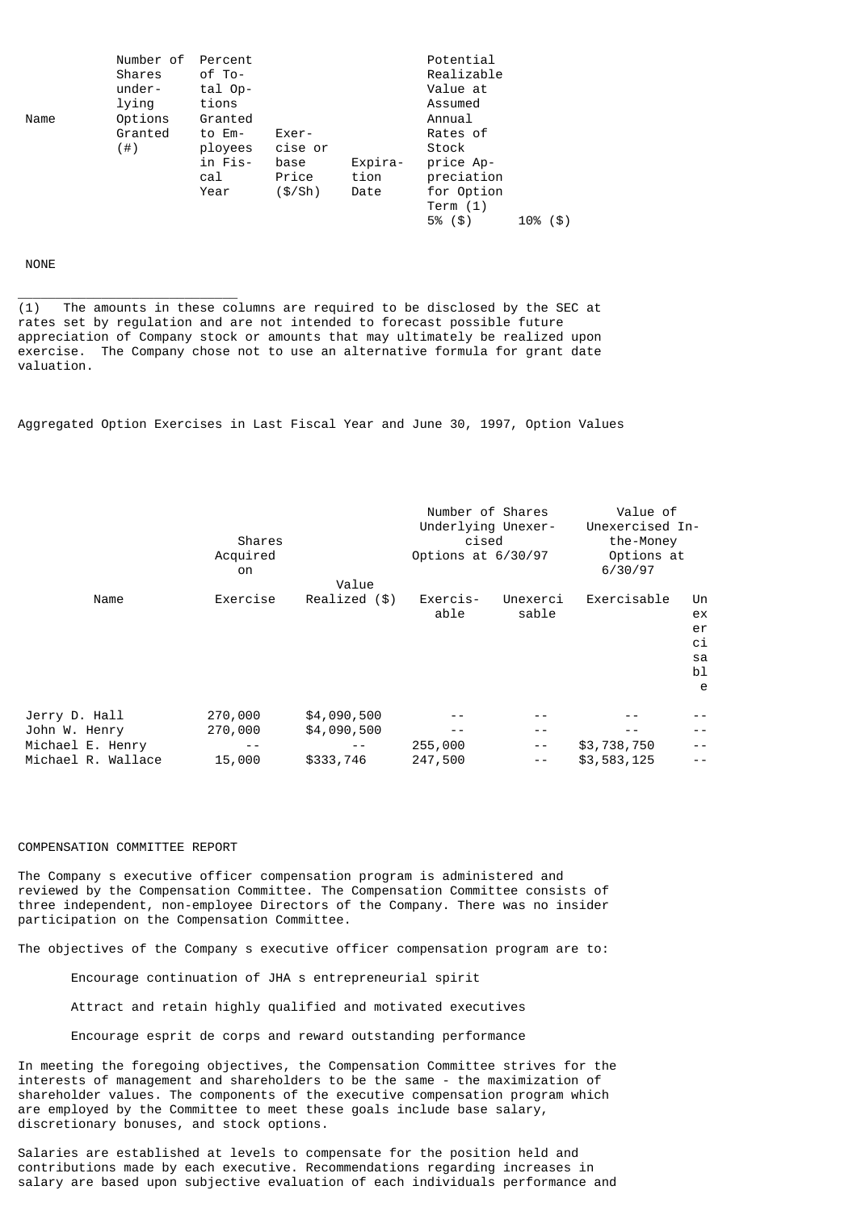| Name | Number of Shares under-lying Options Granted (#) | Percent of Total Options Granted to Employees in Fiscal Year | Exercise or base Price ($/Sh) | Expiration Date | Potential Realizable Value at Assumed Annual Rates of Stock price Appreciation for Option Term (1) 5% ($) | 10% ($) |
|---|---|---|---|---|---|---|

NONE

---

(1) The amounts in these columns are required to be disclosed by the SEC at rates set by regulation and are not intended to forecast possible future appreciation of Company stock or amounts that may ultimately be realized upon exercise. The Company chose not to use an alternative formula for grant date valuation.

Aggregated Option Exercises in Last Fiscal Year and June 30, 1997, Option Values

| Name | Shares Acquired on Exercise | Value Realized ($) | Number of Shares Underlying Unexercised Options at 6/30/97 | | Value of Unexercised In-the-Money Options at 6/30/97 | |
|---|---|---|---|---|---|---|
| | | | Exercisable | Unexercisable | Exercisable | Unexercisable |
| Jerry D. Hall | 270,000 | $4,090,500 | -- | -- | -- | -- |
| John W. Henry | 270,000 | $4,090,500 | -- | -- | -- | -- |
| Michael E. Henry | -- | -- | 255,000 | -- | $3,738,750 | -- |
| Michael R. Wallace | 15,000 | $333,746 | 247,500 | -- | $3,583,125 | -- |

COMPENSATION COMMITTEE REPORT

The Company s executive officer compensation program is administered and reviewed by the Compensation Committee. The Compensation Committee consists of three independent, non-employee Directors of the Company. There was no insider participation on the Compensation Committee.

The objectives of the Company s executive officer compensation program are to:

- Encourage continuation of JHA s entrepreneurial spirit
- Attract and retain highly qualified and motivated executives
- Encourage esprit de corps and reward outstanding performance

In meeting the foregoing objectives, the Compensation Committee strives for the interests of management and shareholders to be the same - the maximization of shareholder values. The components of the executive compensation program which are employed by the Committee to meet these goals include base salary, discretionary bonuses, and stock options.

Salaries are established at levels to compensate for the position held and contributions made by each executive. Recommendations regarding increases in salary are based upon subjective evaluation of each individuals performance and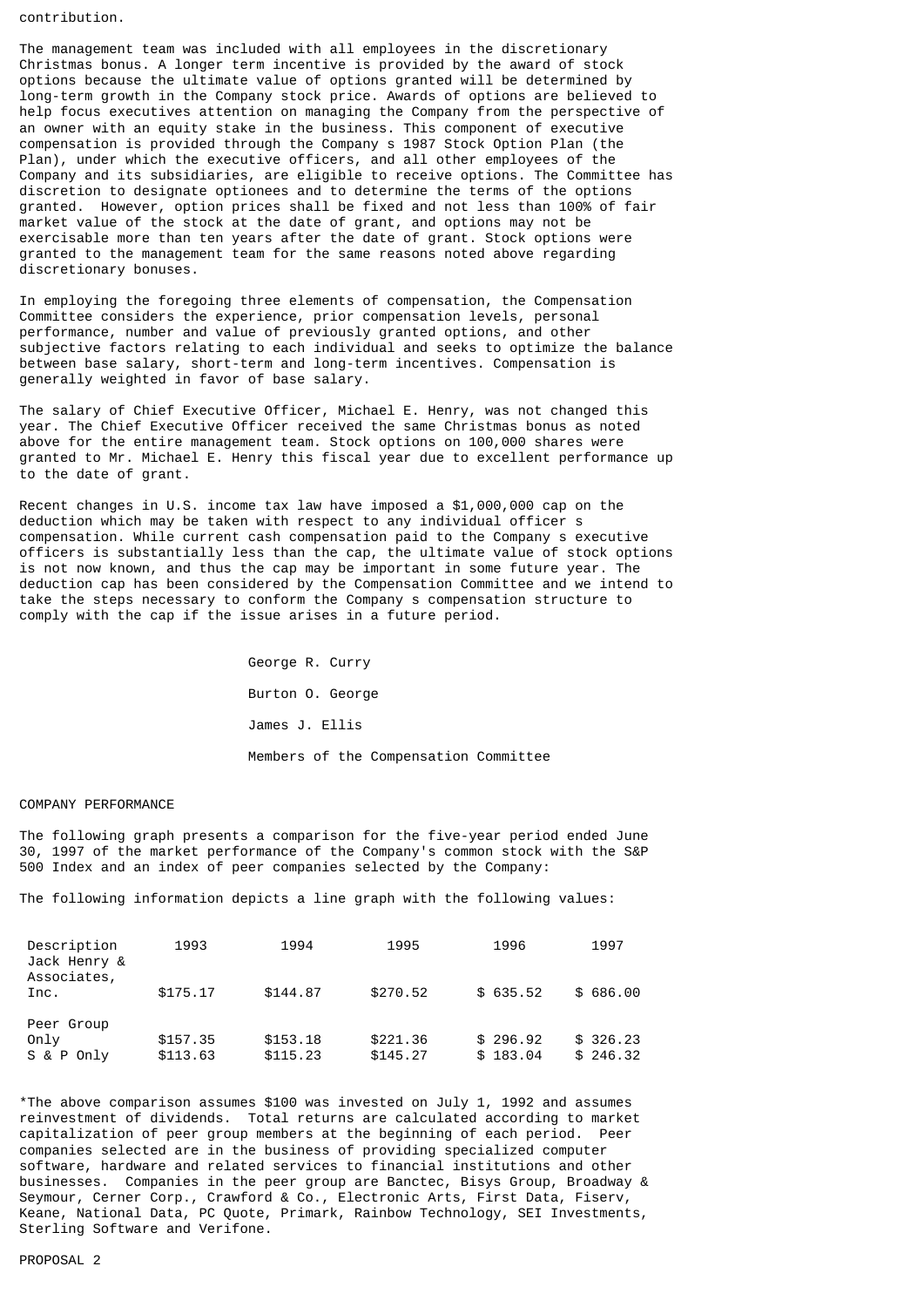contribution.

The management team was included with all employees in the discretionary Christmas bonus. A longer term incentive is provided by the award of stock options because the ultimate value of options granted will be determined by long-term growth in the Company stock price. Awards of options are believed to help focus executives attention on managing the Company from the perspective of an owner with an equity stake in the business. This component of executive compensation is provided through the Company s 1987 Stock Option Plan (the Plan), under which the executive officers, and all other employees of the Company and its subsidiaries, are eligible to receive options. The Committee has discretion to designate optionees and to determine the terms of the options granted. However, option prices shall be fixed and not less than 100% of fair market value of the stock at the date of grant, and options may not be exercisable more than ten years after the date of grant. Stock options were granted to the management team for the same reasons noted above regarding discretionary bonuses.

In employing the foregoing three elements of compensation, the Compensation Committee considers the experience, prior compensation levels, personal performance, number and value of previously granted options, and other subjective factors relating to each individual and seeks to optimize the balance between base salary, short-term and long-term incentives. Compensation is generally weighted in favor of base salary.

The salary of Chief Executive Officer, Michael E. Henry, was not changed this year. The Chief Executive Officer received the same Christmas bonus as noted above for the entire management team. Stock options on 100,000 shares were granted to Mr. Michael E. Henry this fiscal year due to excellent performance up to the date of grant.

Recent changes in U.S. income tax law have imposed a $1,000,000 cap on the deduction which may be taken with respect to any individual officer s compensation. While current cash compensation paid to the Company s executive officers is substantially less than the cap, the ultimate value of stock options is not now known, and thus the cap may be important in some future year. The deduction cap has been considered by the Compensation Committee and we intend to take the steps necessary to conform the Company s compensation structure to comply with the cap if the issue arises in a future period.

George R. Curry

Burton O. George

James J. Ellis

Members of the Compensation Committee

COMPANY PERFORMANCE

The following graph presents a comparison for the five-year period ended June 30, 1997 of the market performance of the Company's common stock with the S&P 500 Index and an index of peer companies selected by the Company:

The following information depicts a line graph with the following values:

| Description | 1993 | 1994 | 1995 | 1996 | 1997 |
|---|---|---|---|---|---|
| Jack Henry & Associates, Inc. | $175.17 | $144.87 | $270.52 | $ 635.52 | $ 686.00 |
| Peer Group Only | $157.35 | $153.18 | $221.36 | $ 296.92 | $ 326.23 |
| S & P Only | $113.63 | $115.23 | $145.27 | $ 183.04 | $ 246.32 |

*The above comparison assumes $100 was invested on July 1, 1992 and assumes reinvestment of dividends. Total returns are calculated according to market capitalization of peer group members at the beginning of each period. Peer companies selected are in the business of providing specialized computer software, hardware and related services to financial institutions and other businesses. Companies in the peer group are Banctec, Bisys Group, Broadway & Seymour, Cerner Corp., Crawford & Co., Electronic Arts, First Data, Fiserv, Keane, National Data, PC Quote, Primark, Rainbow Technology, SEI Investments, Sterling Software and Verifone.

PROPOSAL 2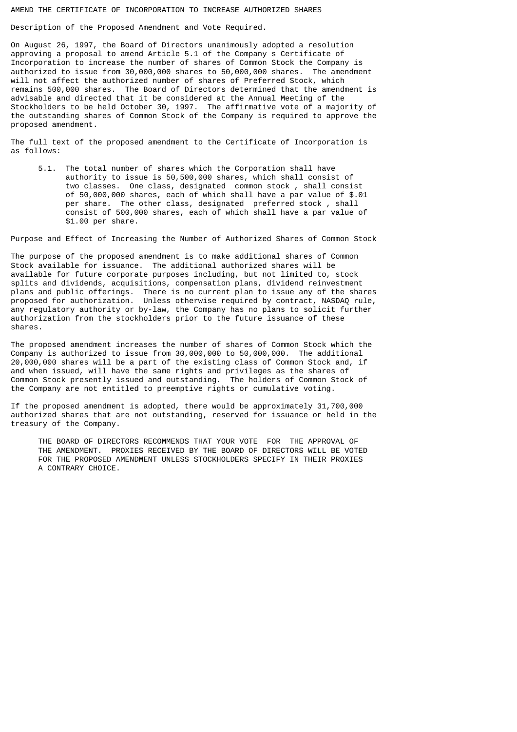## AMEND THE CERTIFICATE OF INCORPORATION TO INCREASE AUTHORIZED SHARES

### Description of the Proposed Amendment and Vote Required.

On August 26, 1997, the Board of Directors unanimously adopted a resolution approving a proposal to amend Article 5.1 of the Company s Certificate of Incorporation to increase the number of shares of Common Stock the Company is authorized to issue from 30,000,000 shares to 50,000,000 shares. The amendment will not affect the authorized number of shares of Preferred Stock, which remains 500,000 shares. The Board of Directors determined that the amendment is advisable and directed that it be considered at the Annual Meeting of the Stockholders to be held October 30, 1997. The affirmative vote of a majority of the outstanding shares of Common Stock of the Company is required to approve the proposed amendment.

The full text of the proposed amendment to the Certificate of Incorporation is as follows:

> 5.1. The total number of shares which the Corporation shall have authority to issue is 50,500,000 shares, which shall consist of two classes. One class, designated common stock , shall consist of 50,000,000 shares, each of which shall have a par value of $.01 per share. The other class, designated preferred stock , shall consist of 500,000 shares, each of which shall have a par value of $1.00 per share.

### Purpose and Effect of Increasing the Number of Authorized Shares of Common Stock

The purpose of the proposed amendment is to make additional shares of Common Stock available for issuance. The additional authorized shares will be available for future corporate purposes including, but not limited to, stock splits and dividends, acquisitions, compensation plans, dividend reinvestment plans and public offerings. There is no current plan to issue any of the shares proposed for authorization. Unless otherwise required by contract, NASDAQ rule, any regulatory authority or by-law, the Company has no plans to solicit further authorization from the stockholders prior to the future issuance of these shares.

The proposed amendment increases the number of shares of Common Stock which the Company is authorized to issue from 30,000,000 to 50,000,000. The additional 20,000,000 shares will be a part of the existing class of Common Stock and, if and when issued, will have the same rights and privileges as the shares of Common Stock presently issued and outstanding. The holders of Common Stock of the Company are not entitled to preemptive rights or cumulative voting.

If the proposed amendment is adopted, there would be approximately 31,700,000 authorized shares that are not outstanding, reserved for issuance or held in the treasury of the Company.

> THE BOARD OF DIRECTORS RECOMMENDS THAT YOUR VOTE FOR THE APPROVAL OF THE AMENDMENT. PROXIES RECEIVED BY THE BOARD OF DIRECTORS WILL BE VOTED FOR THE PROPOSED AMENDMENT UNLESS STOCKHOLDERS SPECIFY IN THEIR PROXIES A CONTRARY CHOICE.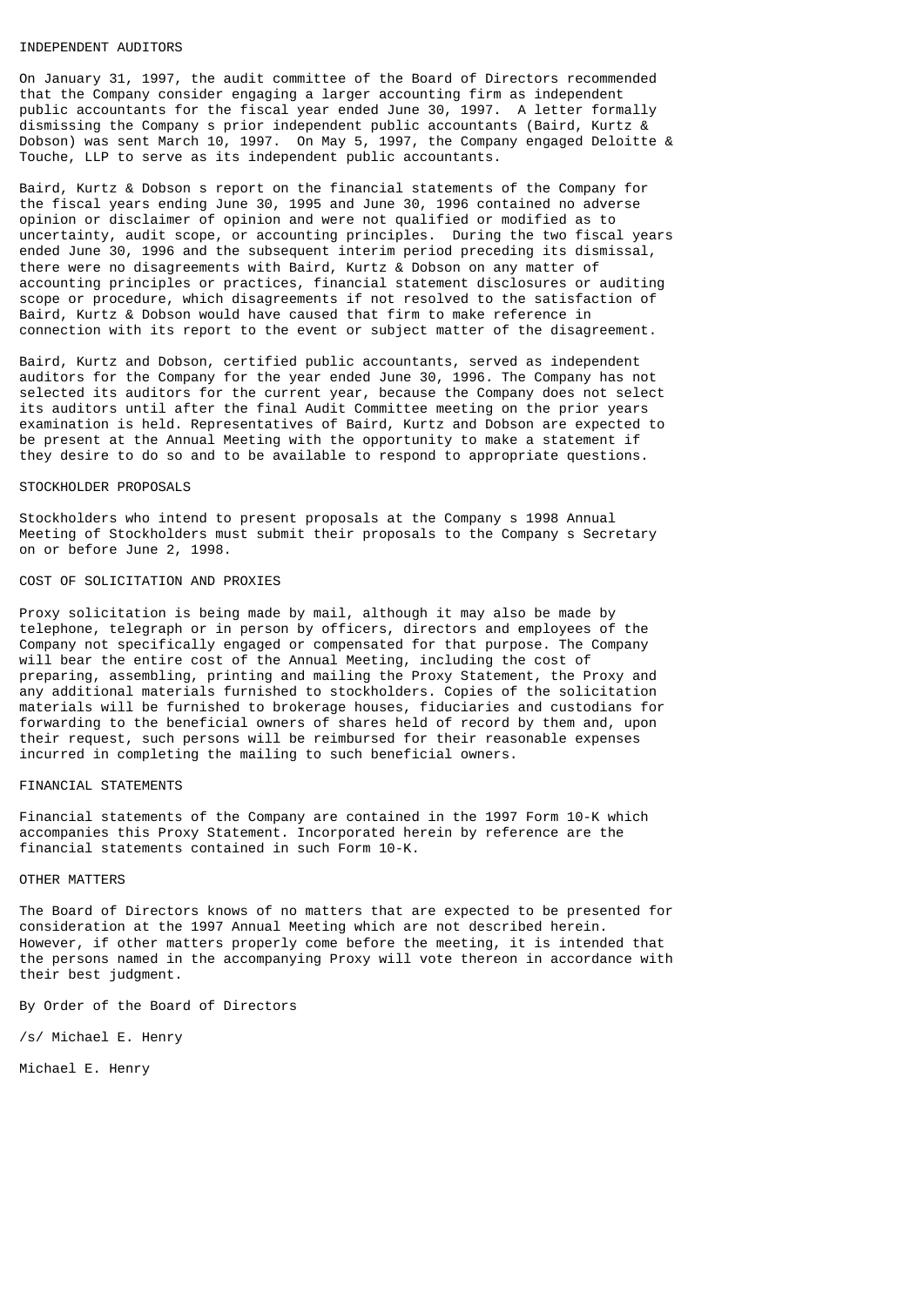## INDEPENDENT AUDITORS

On January 31, 1997, the audit committee of the Board of Directors recommended that the Company consider engaging a larger accounting firm as independent public accountants for the fiscal year ended June 30, 1997. A letter formally dismissing the Company s prior independent public accountants (Baird, Kurtz & Dobson) was sent March 10, 1997. On May 5, 1997, the Company engaged Deloitte & Touche, LLP to serve as its independent public accountants.

Baird, Kurtz & Dobson s report on the financial statements of the Company for the fiscal years ending June 30, 1995 and June 30, 1996 contained no adverse opinion or disclaimer of opinion and were not qualified or modified as to uncertainty, audit scope, or accounting principles. During the two fiscal years ended June 30, 1996 and the subsequent interim period preceding its dismissal, there were no disagreements with Baird, Kurtz & Dobson on any matter of accounting principles or practices, financial statement disclosures or auditing scope or procedure, which disagreements if not resolved to the satisfaction of Baird, Kurtz & Dobson would have caused that firm to make reference in connection with its report to the event or subject matter of the disagreement.

Baird, Kurtz and Dobson, certified public accountants, served as independent auditors for the Company for the year ended June 30, 1996. The Company has not selected its auditors for the current year, because the Company does not select its auditors until after the final Audit Committee meeting on the prior years examination is held. Representatives of Baird, Kurtz and Dobson are expected to be present at the Annual Meeting with the opportunity to make a statement if they desire to do so and to be available to respond to appropriate questions.

## STOCKHOLDER PROPOSALS

Stockholders who intend to present proposals at the Company s 1998 Annual Meeting of Stockholders must submit their proposals to the Company s Secretary on or before June 2, 1998.

## COST OF SOLICITATION AND PROXIES

Proxy solicitation is being made by mail, although it may also be made by telephone, telegraph or in person by officers, directors and employees of the Company not specifically engaged or compensated for that purpose. The Company will bear the entire cost of the Annual Meeting, including the cost of preparing, assembling, printing and mailing the Proxy Statement, the Proxy and any additional materials furnished to stockholders. Copies of the solicitation materials will be furnished to brokerage houses, fiduciaries and custodians for forwarding to the beneficial owners of shares held of record by them and, upon their request, such persons will be reimbursed for their reasonable expenses incurred in completing the mailing to such beneficial owners.

## FINANCIAL STATEMENTS

Financial statements of the Company are contained in the 1997 Form 10-K which accompanies this Proxy Statement. Incorporated herein by reference are the financial statements contained in such Form 10-K.

## OTHER MATTERS

The Board of Directors knows of no matters that are expected to be presented for consideration at the 1997 Annual Meeting which are not described herein. However, if other matters properly come before the meeting, it is intended that the persons named in the accompanying Proxy will vote thereon in accordance with their best judgment.

By Order of the Board of Directors

/s/ Michael E. Henry

Michael E. Henry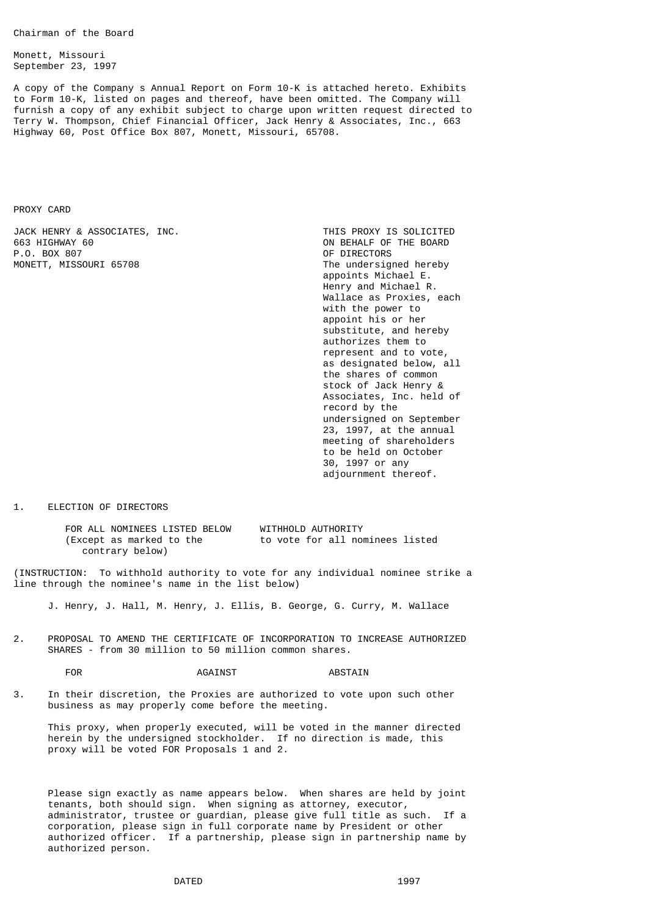Chairman of the Board

Monett, Missouri
September 23, 1997

A copy of the Company s Annual Report on Form 10-K is attached hereto. Exhibits to Form 10-K, listed on pages and thereof, have been omitted. The Company will furnish a copy of any exhibit subject to charge upon written request directed to Terry W. Thompson, Chief Financial Officer, Jack Henry & Associates, Inc., 663 Highway 60, Post Office Box 807, Monett, Missouri, 65708.

PROXY CARD

JACK HENRY & ASSOCIATES, INC.
663 HIGHWAY 60
P.O. BOX 807
MONETT, MISSOURI 65708

THIS PROXY IS SOLICITED ON BEHALF OF THE BOARD OF DIRECTORS
The undersigned hereby appoints Michael E. Henry and Michael R. Wallace as Proxies, each with the power to appoint his or her substitute, and hereby authorizes them to represent and to vote, as designated below, all the shares of common stock of Jack Henry & Associates, Inc. held of record by the undersigned on September 23, 1997, at the annual meeting of shareholders to be held on October 30, 1997 or any adjournment thereof.

1. ELECTION OF DIRECTORS

FOR ALL NOMINEES LISTED BELOW (Except as marked to the contrary below)     WITHHOLD AUTHORITY to vote for all nominees listed

(INSTRUCTION: To withhold authority to vote for any individual nominee strike a line through the nominee's name in the list below)

J. Henry, J. Hall, M. Henry, J. Ellis, B. George, G. Curry, M. Wallace

2. PROPOSAL TO AMEND THE CERTIFICATE OF INCORPORATION TO INCREASE AUTHORIZED SHARES - from 30 million to 50 million common shares.

FOR     AGAINST     ABSTAIN

3. In their discretion, the Proxies are authorized to vote upon such other business as may properly come before the meeting.

This proxy, when properly executed, will be voted in the manner directed herein by the undersigned stockholder. If no direction is made, this proxy will be voted FOR Proposals 1 and 2.

Please sign exactly as name appears below. When shares are held by joint tenants, both should sign. When signing as attorney, executor, administrator, trustee or guardian, please give full title as such. If a corporation, please sign in full corporate name by President or other authorized officer. If a partnership, please sign in partnership name by authorized person.

DATED     1997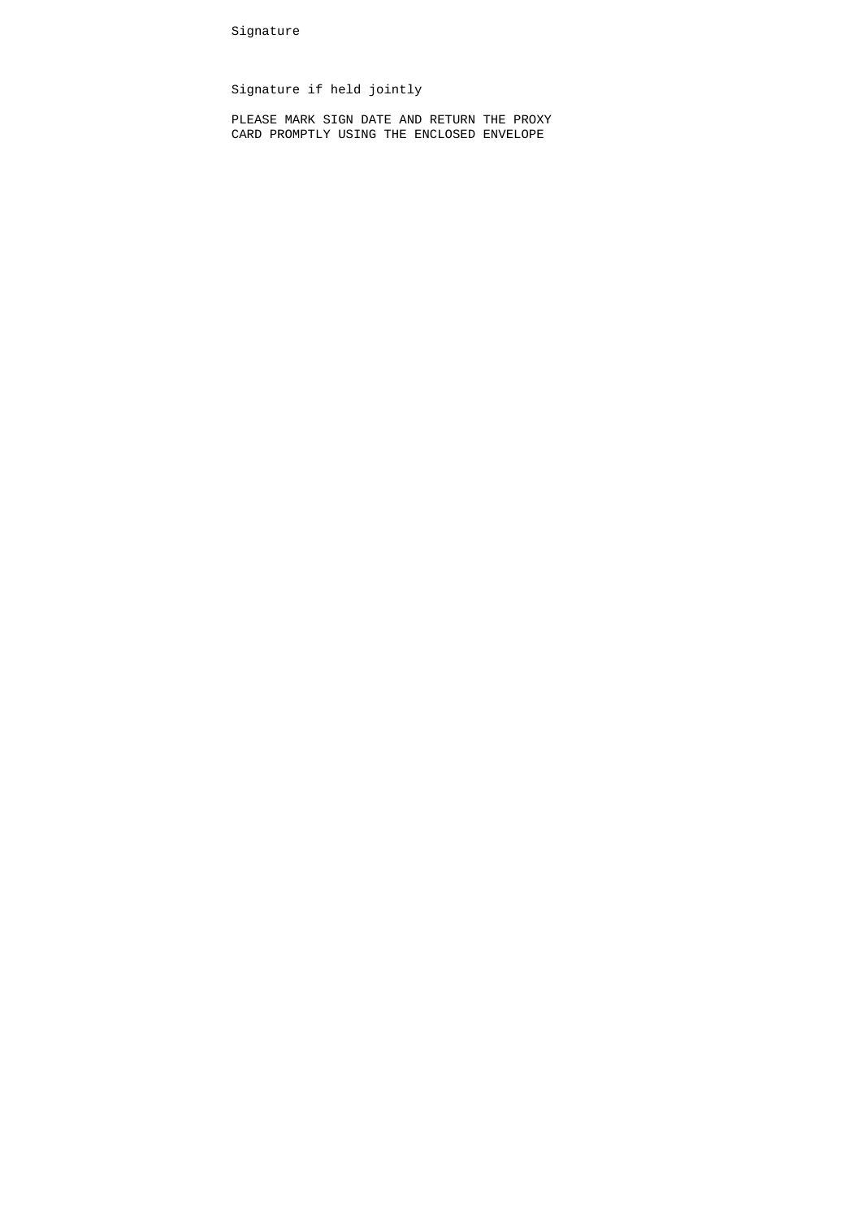Signature

Signature if held jointly

PLEASE MARK SIGN DATE AND RETURN THE PROXY CARD PROMPTLY USING THE ENCLOSED ENVELOPE